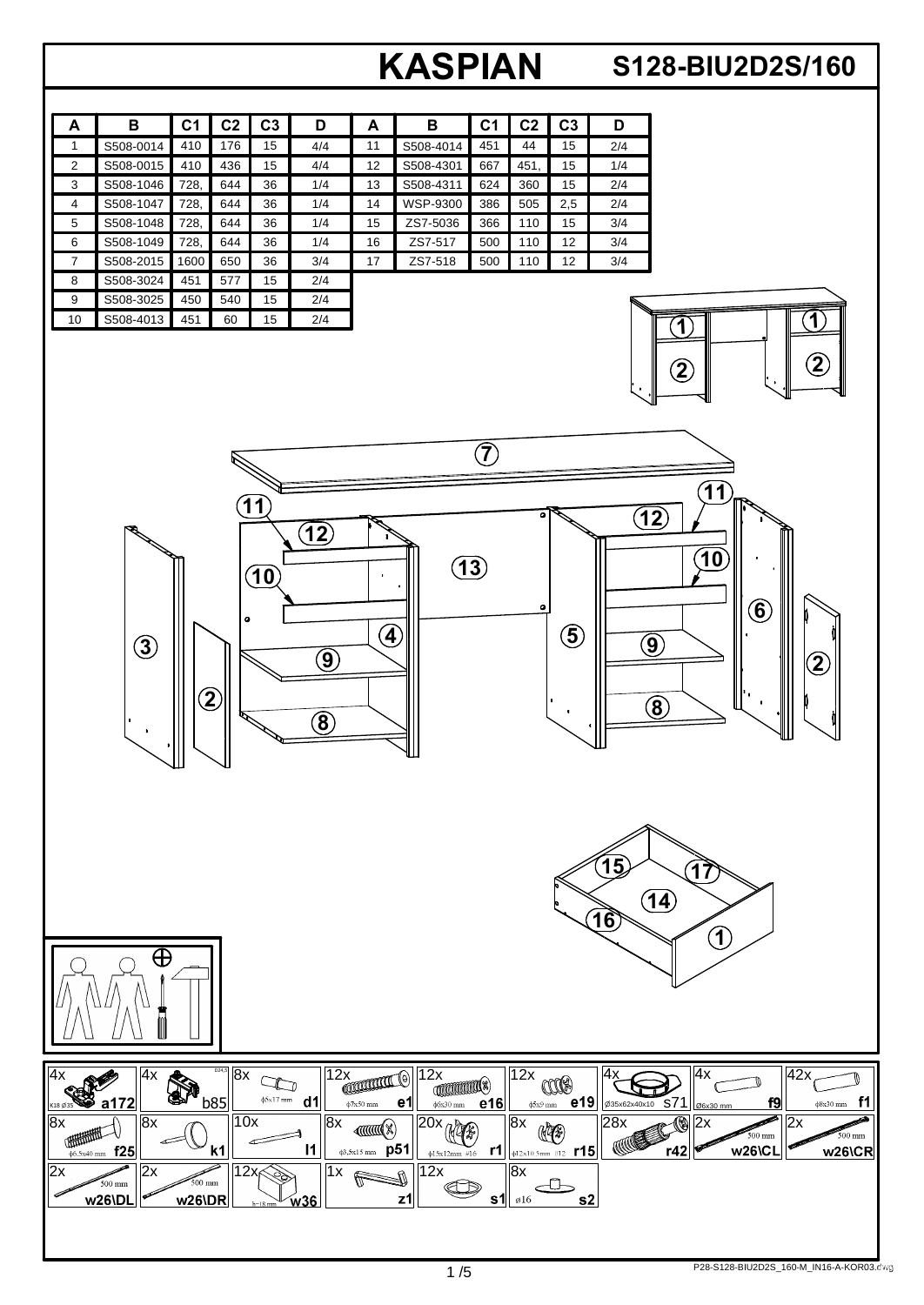# KASPIAN

## S128-BIU2D2S/160

| A | B | C1 | C2 | C3 | D | A | B | C1 | C2 | C3 | D |
|---|---|---|---|---|---|---|---|---|---|---|---|
| 1 | S508-0014 | 410 | 176 | 15 | 4/4 | 11 | S508-4014 | 451 | 44 | 15 | 2/4 |
| 2 | S508-0015 | 410 | 436 | 15 | 4/4 | 12 | S508-4301 | 667 | 451, | 15 | 1/4 |
| 3 | S508-1046 | 728, | 644 | 36 | 1/4 | 13 | S508-4311 | 624 | 360 | 15 | 2/4 |
| 4 | S508-1047 | 728, | 644 | 36 | 1/4 | 14 | WSP-9300 | 386 | 505 | 2,5 | 2/4 |
| 5 | S508-1048 | 728, | 644 | 36 | 1/4 | 15 | ZS7-5036 | 366 | 110 | 15 | 3/4 |
| 6 | S508-1049 | 728, | 644 | 36 | 1/4 | 16 | ZS7-517 | 500 | 110 | 12 | 3/4 |
| 7 | S508-2015 | 1600 | 650 | 36 | 3/4 | 17 | ZS7-518 | 500 | 110 | 12 | 3/4 |
| 8 | S508-3024 | 451 | 577 | 15 | 2/4 | | | | | | |
| 9 | S508-3025 | 450 | 540 | 15 | 2/4 | | | | | | |
| 10 | S508-4013 | 451 | 60 | 15 | 2/4 | | | | | | |

| | | | | | | | | |
|---|---|---|---|---|---|---|---|---|
| 4x K18 Ø35 a172 | 4x b85 | 8x ϕ8x17 mm d1 | 12x ϕ7x50 mm e1 | 12x ϕ6x30 mm e16 | 12x ϕ5x9 mm e19 | 4x Ø35x62x40x10 S71 | 4x Ø6x30 mm f9 | 42x ϕ8x30 mm f1 |
| 8x ϕ6.5x40 mm f25 | 8x k1 | 10x l1 | 8x ϕ3,5x15 mm p51 | 20x ϕ15x12mm #16 r1 | 8x ϕ12x10.5mm #12 r15 | 28x r42 | 2x 500 mm w26\CL | 2x 500 mm w26\CR |
| 2x 500 mm w26\DL | 2x 500 mm w26\DR | 12x h=18 mm w36 | 1x z1 | 12x s1 | 8x ø16 s2 | | | |

P28-S128-BIU2D2S_160-M_IN16-A-KOR03.dwg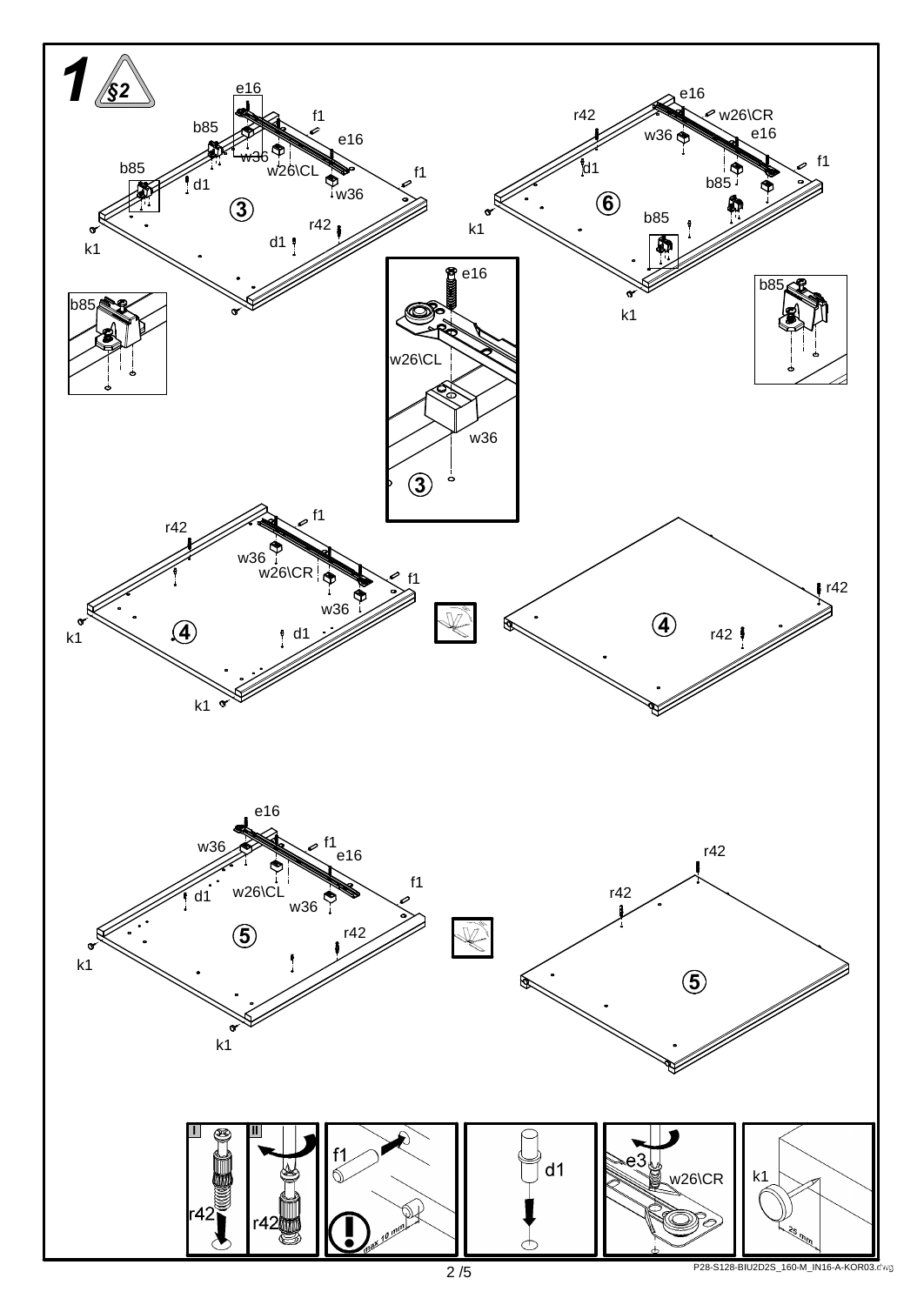1 §2

e16 f1 b85 e16 w36 w26\CL f1 b85 d1 w36 3 r42 d1 k1 k1

r42 e16 w26\CR w36 e16 d1 f1 b85 6 b85 k1 k1

b85

e16 w26\CL w36 3

b85

r42 f1 w36 w26\CR f1 w36 4 d1 k1 k1

r42 4 r42

e16 w36 f1 e16 f1 d1 w26\CL w36 5 r42 k1 k1

r42 r42 5

I r42 II r42

f1 max 10 mm

d1

e3 w26\CR

k1 25 mm

P28-S128-BIU2D2S_160-M_IN16-A-KOR03.dwg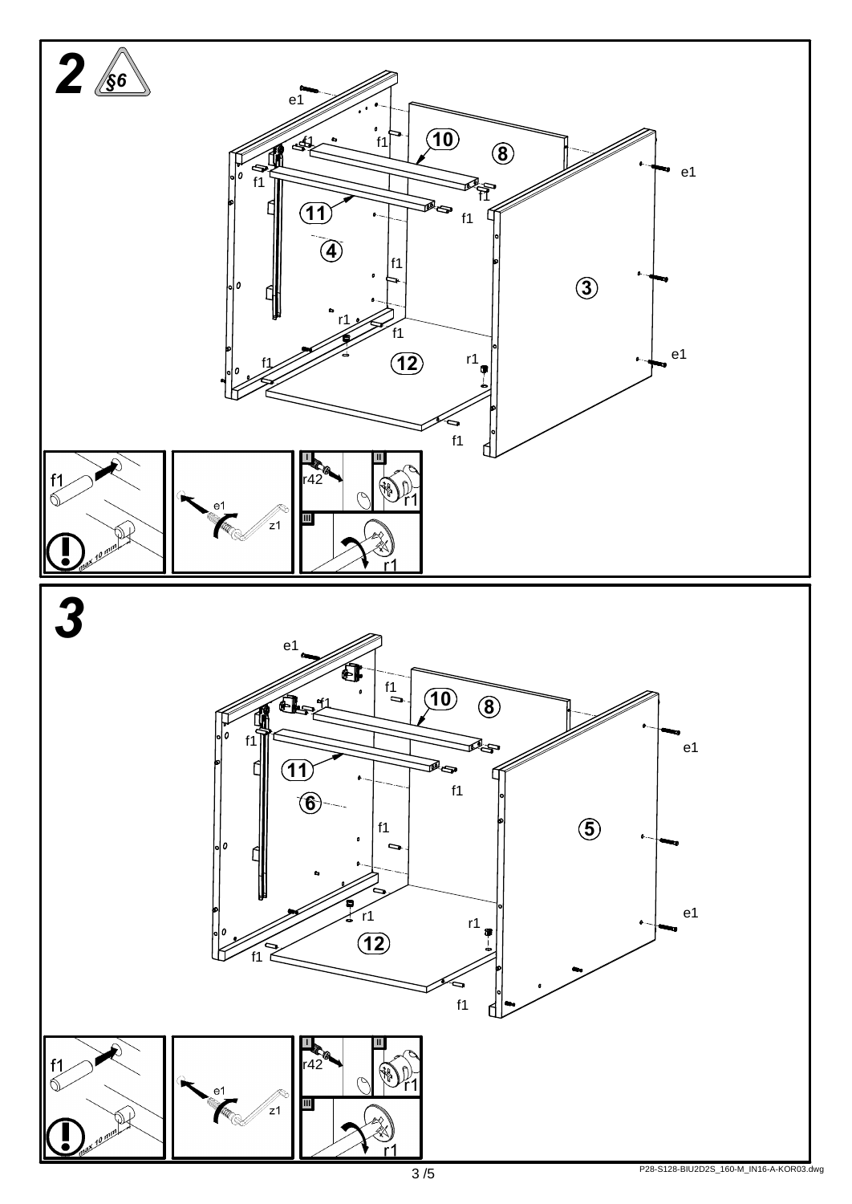## 2

§6

e1

f1

f1

10

8

e1

f1

f1

11

f1

4

f1

3

r1

f1

e1

f1

12

r1

f1

f1

max 10 mm

e1

z1

I

r42

II

r1

III

r1

## 3

e1

f1

10

8

f1

e1

f1

11

f1

6

f1

5

r1

e1

r1

12

f1

f1

f1

max 10 mm

e1

z1

I

r42

II

r1

III

r1

P28-S128-BIU2D2S_160-M_IN16-A-KOR03.dwg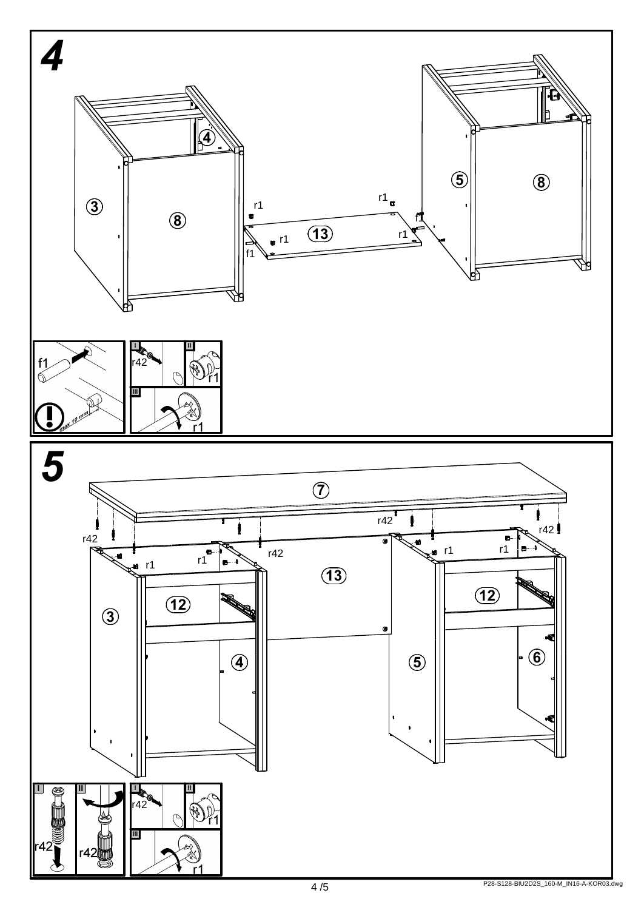# 4

4

r1

r1

3

8

r1

13

r1

r1

f1

f1

5

8

f1

I

r42

II

r1

III

r1

max 10 mm

# 5

7

r42

r42

r42

r42

r1

r1

r1

r1

13

12

12

3

4

5

6

I

r42

II

r42

I

r42

II

r1

III

r1

P28-S128-BIU2D2S_160-M_IN16-A-KOR03.dwg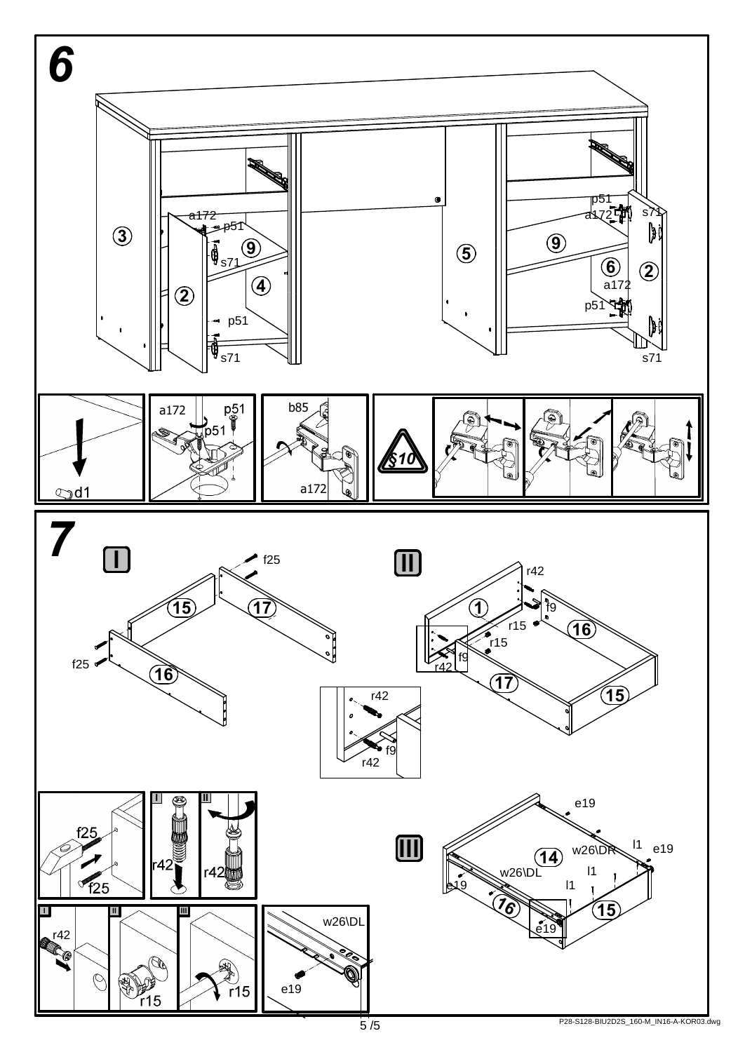# 6

3
2
9
4
a172
p51
s71
p51
s71
5
9
6
2
p51
a172
s71
a172
p51
s71

d1

a172
p51
p51

b85
a172

§10

# 7

I

f25
15
17
16
f25

II

r42
1
f9
r15
16
r15
f9
r42
17
15

r42
f9
r42

f25
f25

I
r42

II
r42

III

e19
14
w26\DR
l1
e19
w26\DL
l1
e19
l1
16
15
e19

I
r42

II
r15

III
r15

w26\DL
e19

P28-S128-BIU2D2S_160-M_IN16-A-KOR03.dwg